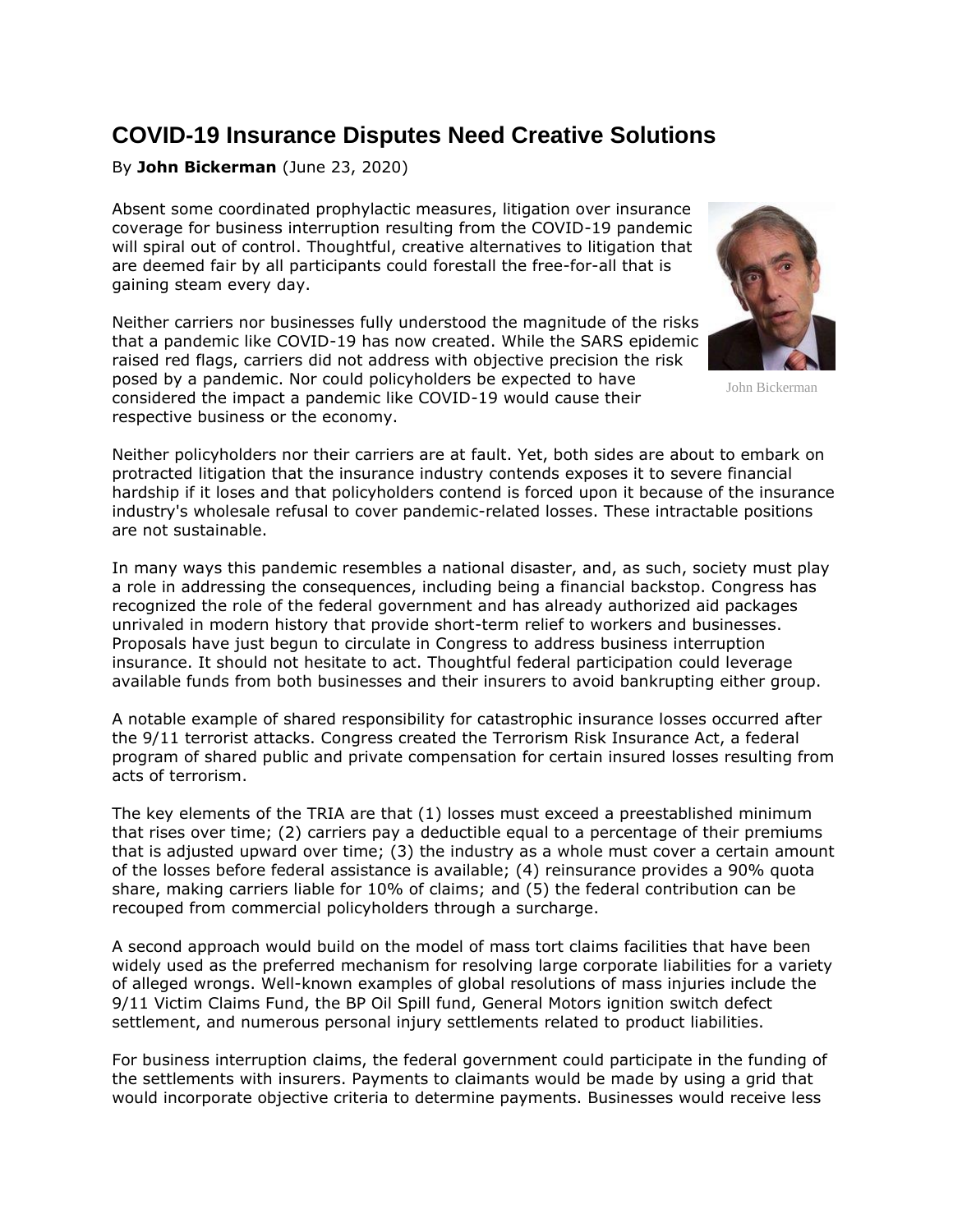# COVID-19 Insurance Disputes Need Creative Solutions

By **John Bickerman** (June 23, 2020)

Absent some coordinated prophylactic measures, litigation over insurance coverage for business interruption resulting from the COVID-19 pandemic will spiral out of control. Thoughtful, creative alternatives to litigation that are deemed fair by all participants could forestall the free-for-all that is gaining steam every day.

John Bickerman

Neither carriers nor businesses fully understood the magnitude of the risks that a pandemic like COVID-19 has now created. While the SARS epidemic raised red flags, carriers did not address with objective precision the risk posed by a pandemic. Nor could policyholders be expected to have considered the impact a pandemic like COVID-19 would cause their respective business or the economy.

Neither policyholders nor their carriers are at fault. Yet, both sides are about to embark on protracted litigation that the insurance industry contends exposes it to severe financial hardship if it loses and that policyholders contend is forced upon it because of the insurance industry's wholesale refusal to cover pandemic-related losses. These intractable positions are not sustainable.

In many ways this pandemic resembles a national disaster, and, as such, society must play a role in addressing the consequences, including being a financial backstop. Congress has recognized the role of the federal government and has already authorized aid packages unrivaled in modern history that provide short-term relief to workers and businesses. Proposals have just begun to circulate in Congress to address business interruption insurance. It should not hesitate to act. Thoughtful federal participation could leverage available funds from both businesses and their insurers to avoid bankrupting either group.

A notable example of shared responsibility for catastrophic insurance losses occurred after the 9/11 terrorist attacks. Congress created the Terrorism Risk Insurance Act, a federal program of shared public and private compensation for certain insured losses resulting from acts of terrorism.

The key elements of the TRIA are that (1) losses must exceed a preestablished minimum that rises over time; (2) carriers pay a deductible equal to a percentage of their premiums that is adjusted upward over time; (3) the industry as a whole must cover a certain amount of the losses before federal assistance is available; (4) reinsurance provides a 90% quota share, making carriers liable for 10% of claims; and (5) the federal contribution can be recouped from commercial policyholders through a surcharge.

A second approach would build on the model of mass tort claims facilities that have been widely used as the preferred mechanism for resolving large corporate liabilities for a variety of alleged wrongs. Well-known examples of global resolutions of mass injuries include the 9/11 Victim Claims Fund, the BP Oil Spill fund, General Motors ignition switch defect settlement, and numerous personal injury settlements related to product liabilities.

For business interruption claims, the federal government could participate in the funding of the settlements with insurers. Payments to claimants would be made by using a grid that would incorporate objective criteria to determine payments. Businesses would receive less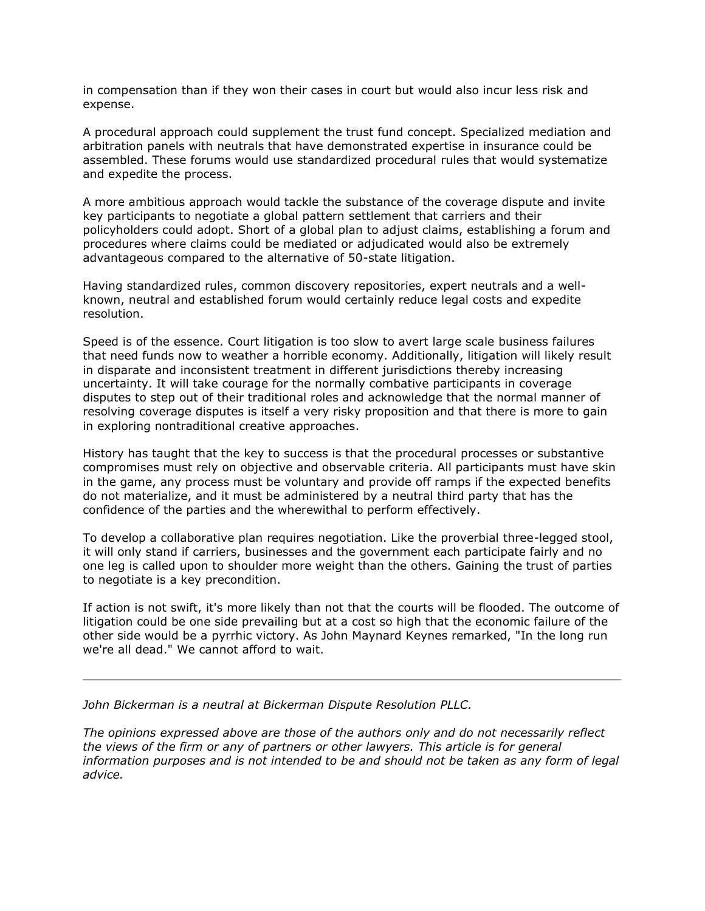in compensation than if they won their cases in court but would also incur less risk and expense.

A procedural approach could supplement the trust fund concept. Specialized mediation and arbitration panels with neutrals that have demonstrated expertise in insurance could be assembled. These forums would use standardized procedural rules that would systematize and expedite the process.

A more ambitious approach would tackle the substance of the coverage dispute and invite key participants to negotiate a global pattern settlement that carriers and their policyholders could adopt. Short of a global plan to adjust claims, establishing a forum and procedures where claims could be mediated or adjudicated would also be extremely advantageous compared to the alternative of 50-state litigation.

Having standardized rules, common discovery repositories, expert neutrals and a well-known, neutral and established forum would certainly reduce legal costs and expedite resolution.

Speed is of the essence. Court litigation is too slow to avert large scale business failures that need funds now to weather a horrible economy. Additionally, litigation will likely result in disparate and inconsistent treatment in different jurisdictions thereby increasing uncertainty. It will take courage for the normally combative participants in coverage disputes to step out of their traditional roles and acknowledge that the normal manner of resolving coverage disputes is itself a very risky proposition and that there is more to gain in exploring nontraditional creative approaches.

History has taught that the key to success is that the procedural processes or substantive compromises must rely on objective and observable criteria. All participants must have skin in the game, any process must be voluntary and provide off ramps if the expected benefits do not materialize, and it must be administered by a neutral third party that has the confidence of the parties and the wherewithal to perform effectively.

To develop a collaborative plan requires negotiation. Like the proverbial three-legged stool, it will only stand if carriers, businesses and the government each participate fairly and no one leg is called upon to shoulder more weight than the others. Gaining the trust of parties to negotiate is a key precondition.

If action is not swift, it's more likely than not that the courts will be flooded. The outcome of litigation could be one side prevailing but at a cost so high that the economic failure of the other side would be a pyrrhic victory. As John Maynard Keynes remarked, "In the long run we're all dead." We cannot afford to wait.

---

*John Bickerman is a neutral at Bickerman Dispute Resolution PLLC.*

*The opinions expressed above are those of the authors only and do not necessarily reflect the views of the firm or any of partners or other lawyers. This article is for general information purposes and is not intended to be and should not be taken as any form of legal advice.*